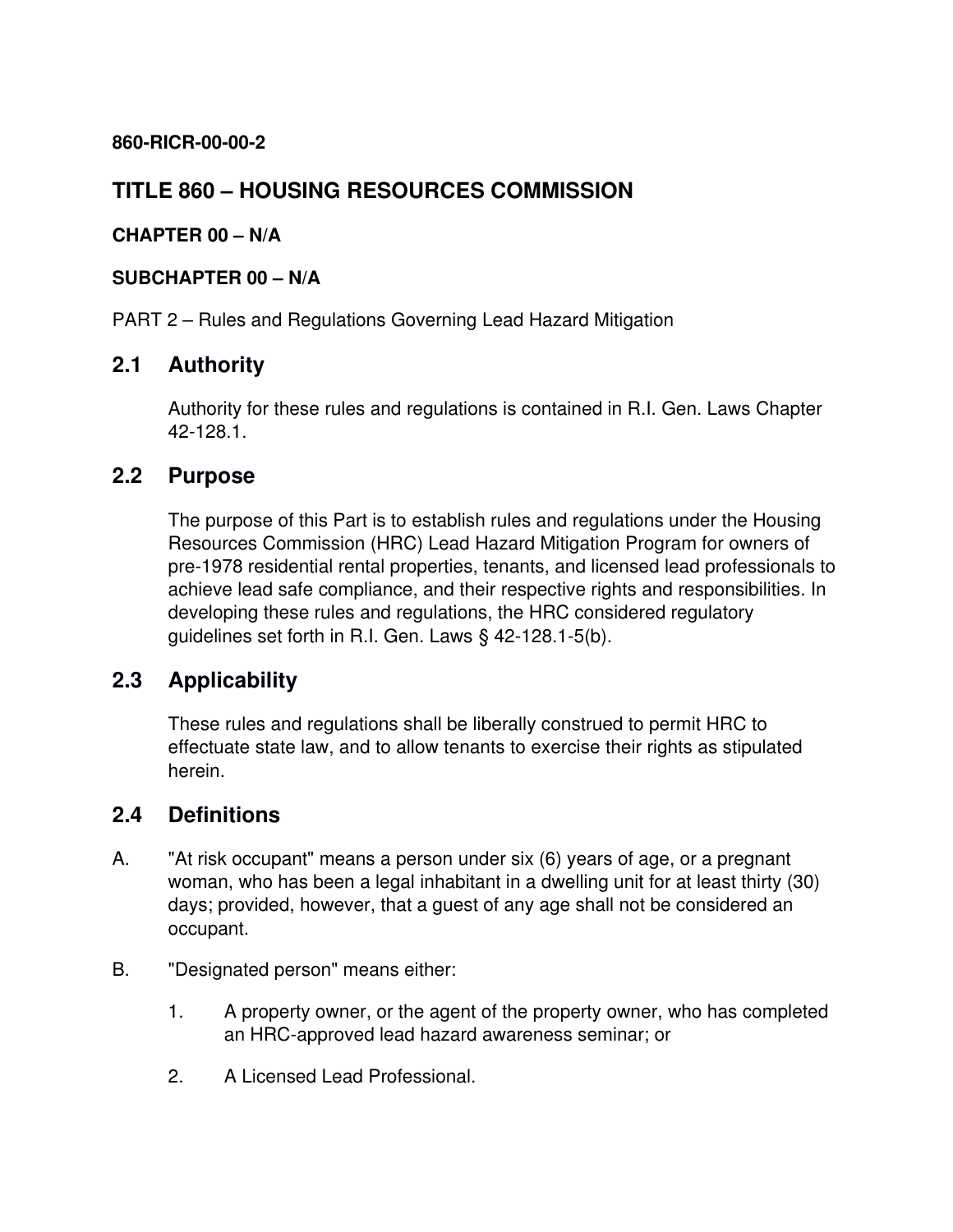**860-RICR-00-00-2**

# TITLE 860 – HOUSING RESOURCES COMMISSION

**CHAPTER 00 – N/A**

**SUBCHAPTER 00 – N/A**

PART 2 – Rules and Regulations Governing Lead Hazard Mitigation

## 2.1 Authority

Authority for these rules and regulations is contained in R.I. Gen. Laws Chapter 42-128.1.

## 2.2 Purpose

The purpose of this Part is to establish rules and regulations under the Housing Resources Commission (HRC) Lead Hazard Mitigation Program for owners of pre-1978 residential rental properties, tenants, and licensed lead professionals to achieve lead safe compliance, and their respective rights and responsibilities. In developing these rules and regulations, the HRC considered regulatory guidelines set forth in R.I. Gen. Laws § 42-128.1-5(b).

## 2.3 Applicability

These rules and regulations shall be liberally construed to permit HRC to effectuate state law, and to allow tenants to exercise their rights as stipulated herein.

## 2.4 Definitions

A. "At risk occupant" means a person under six (6) years of age, or a pregnant woman, who has been a legal inhabitant in a dwelling unit for at least thirty (30) days; provided, however, that a guest of any age shall not be considered an occupant.

B. "Designated person" means either:

1. A property owner, or the agent of the property owner, who has completed an HRC-approved lead hazard awareness seminar; or

2. A Licensed Lead Professional.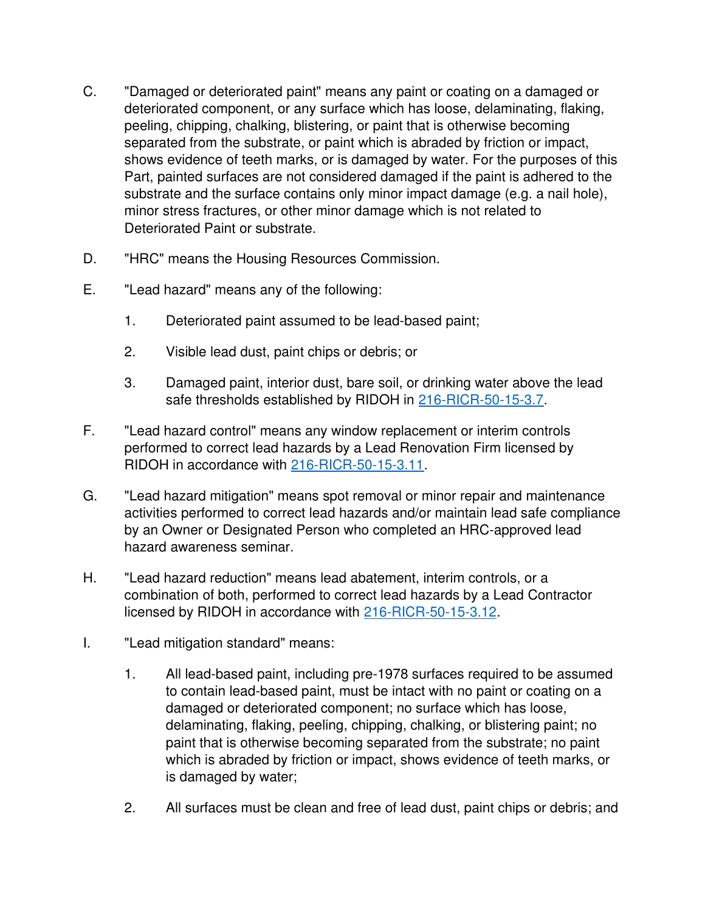C. "Damaged or deteriorated paint" means any paint or coating on a damaged or deteriorated component, or any surface which has loose, delaminating, flaking, peeling, chipping, chalking, blistering, or paint that is otherwise becoming separated from the substrate, or paint which is abraded by friction or impact, shows evidence of teeth marks, or is damaged by water. For the purposes of this Part, painted surfaces are not considered damaged if the paint is adhered to the substrate and the surface contains only minor impact damage (e.g. a nail hole), minor stress fractures, or other minor damage which is not related to Deteriorated Paint or substrate.

D. "HRC" means the Housing Resources Commission.

E. "Lead hazard" means any of the following:

   1. Deteriorated paint assumed to be lead-based paint;

   2. Visible lead dust, paint chips or debris; or

   3. Damaged paint, interior dust, bare soil, or drinking water above the lead safe thresholds established by RIDOH in 216-RICR-50-15-3.7.

F. "Lead hazard control" means any window replacement or interim controls performed to correct lead hazards by a Lead Renovation Firm licensed by RIDOH in accordance with 216-RICR-50-15-3.11.

G. "Lead hazard mitigation" means spot removal or minor repair and maintenance activities performed to correct lead hazards and/or maintain lead safe compliance by an Owner or Designated Person who completed an HRC-approved lead hazard awareness seminar.

H. "Lead hazard reduction" means lead abatement, interim controls, or a combination of both, performed to correct lead hazards by a Lead Contractor licensed by RIDOH in accordance with 216-RICR-50-15-3.12.

I. "Lead mitigation standard" means:

   1. All lead-based paint, including pre-1978 surfaces required to be assumed to contain lead-based paint, must be intact with no paint or coating on a damaged or deteriorated component; no surface which has loose, delaminating, flaking, peeling, chipping, chalking, or blistering paint; no paint that is otherwise becoming separated from the substrate; no paint which is abraded by friction or impact, shows evidence of teeth marks, or is damaged by water;

   2. All surfaces must be clean and free of lead dust, paint chips or debris; and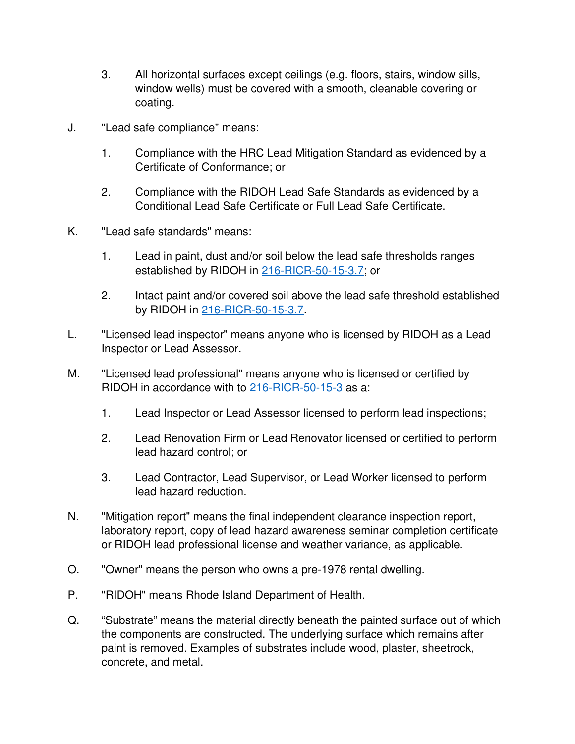3. All horizontal surfaces except ceilings (e.g. floors, stairs, window sills, window wells) must be covered with a smooth, cleanable covering or coating.

J. "Lead safe compliance" means:

1. Compliance with the HRC Lead Mitigation Standard as evidenced by a Certificate of Conformance; or

2. Compliance with the RIDOH Lead Safe Standards as evidenced by a Conditional Lead Safe Certificate or Full Lead Safe Certificate.

K. "Lead safe standards" means:

1. Lead in paint, dust and/or soil below the lead safe thresholds ranges established by RIDOH in [216-RICR-50-15-3.7](); or

2. Intact paint and/or covered soil above the lead safe threshold established by RIDOH in [216-RICR-50-15-3.7]().

L. "Licensed lead inspector" means anyone who is licensed by RIDOH as a Lead Inspector or Lead Assessor.

M. "Licensed lead professional" means anyone who is licensed or certified by RIDOH in accordance with to [216-RICR-50-15-3]() as a:

1. Lead Inspector or Lead Assessor licensed to perform lead inspections;

2. Lead Renovation Firm or Lead Renovator licensed or certified to perform lead hazard control; or

3. Lead Contractor, Lead Supervisor, or Lead Worker licensed to perform lead hazard reduction.

N. "Mitigation report" means the final independent clearance inspection report, laboratory report, copy of lead hazard awareness seminar completion certificate or RIDOH lead professional license and weather variance, as applicable.

O. "Owner" means the person who owns a pre-1978 rental dwelling.

P. "RIDOH" means Rhode Island Department of Health.

Q. "Substrate" means the material directly beneath the painted surface out of which the components are constructed. The underlying surface which remains after paint is removed. Examples of substrates include wood, plaster, sheetrock, concrete, and metal.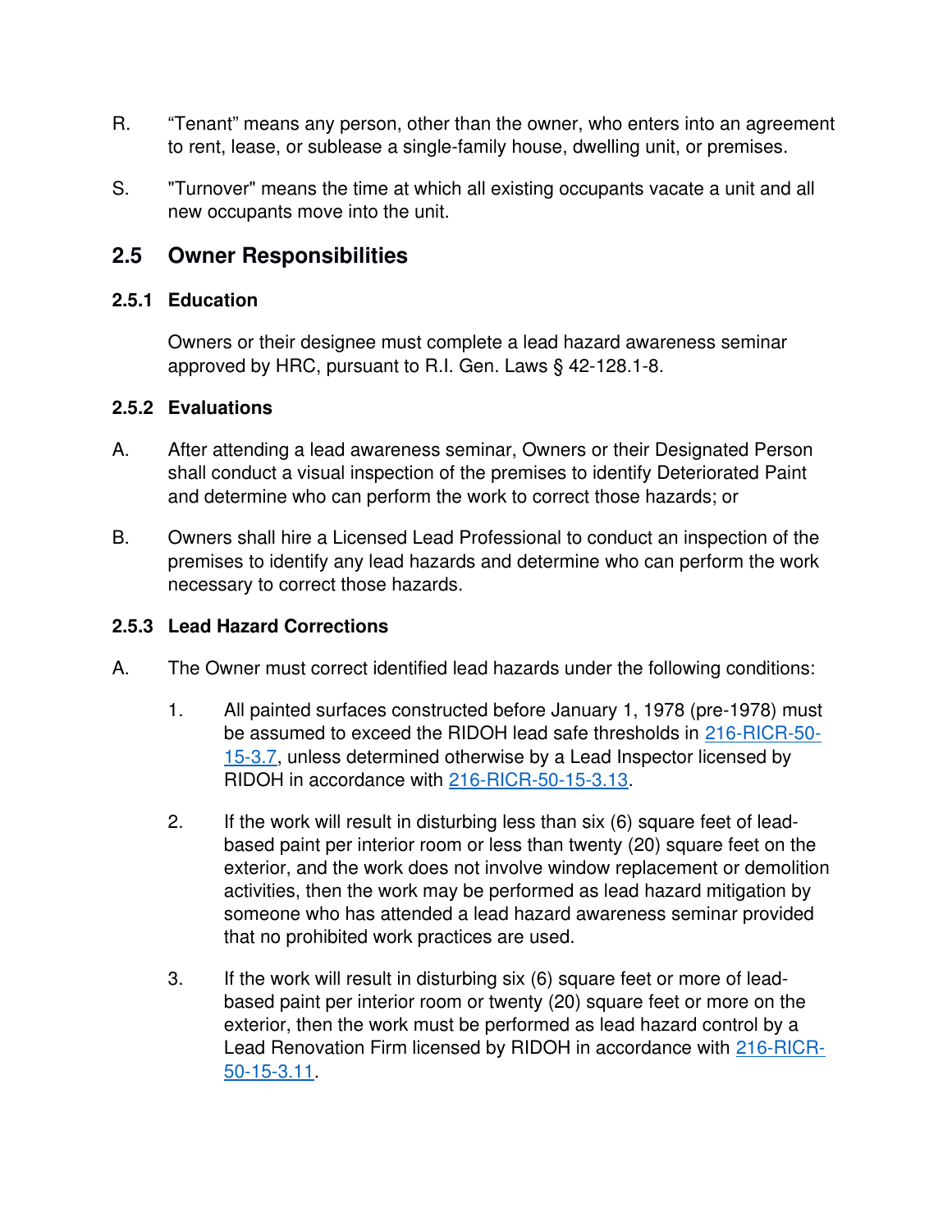R. "Tenant" means any person, other than the owner, who enters into an agreement to rent, lease, or sublease a single-family house, dwelling unit, or premises.

S. "Turnover" means the time at which all existing occupants vacate a unit and all new occupants move into the unit.

## 2.5 Owner Responsibilities

### 2.5.1 Education

Owners or their designee must complete a lead hazard awareness seminar approved by HRC, pursuant to R.I. Gen. Laws § 42-128.1-8.

### 2.5.2 Evaluations

A. After attending a lead awareness seminar, Owners or their Designated Person shall conduct a visual inspection of the premises to identify Deteriorated Paint and determine who can perform the work to correct those hazards; or

B. Owners shall hire a Licensed Lead Professional to conduct an inspection of the premises to identify any lead hazards and determine who can perform the work necessary to correct those hazards.

### 2.5.3 Lead Hazard Corrections

A. The Owner must correct identified lead hazards under the following conditions:

1. All painted surfaces constructed before January 1, 1978 (pre-1978) must be assumed to exceed the RIDOH lead safe thresholds in 216-RICR-50-15-3.7, unless determined otherwise by a Lead Inspector licensed by RIDOH in accordance with 216-RICR-50-15-3.13.

2. If the work will result in disturbing less than six (6) square feet of lead-based paint per interior room or less than twenty (20) square feet on the exterior, and the work does not involve window replacement or demolition activities, then the work may be performed as lead hazard mitigation by someone who has attended a lead hazard awareness seminar provided that no prohibited work practices are used.

3. If the work will result in disturbing six (6) square feet or more of lead-based paint per interior room or twenty (20) square feet or more on the exterior, then the work must be performed as lead hazard control by a Lead Renovation Firm licensed by RIDOH in accordance with 216-RICR-50-15-3.11.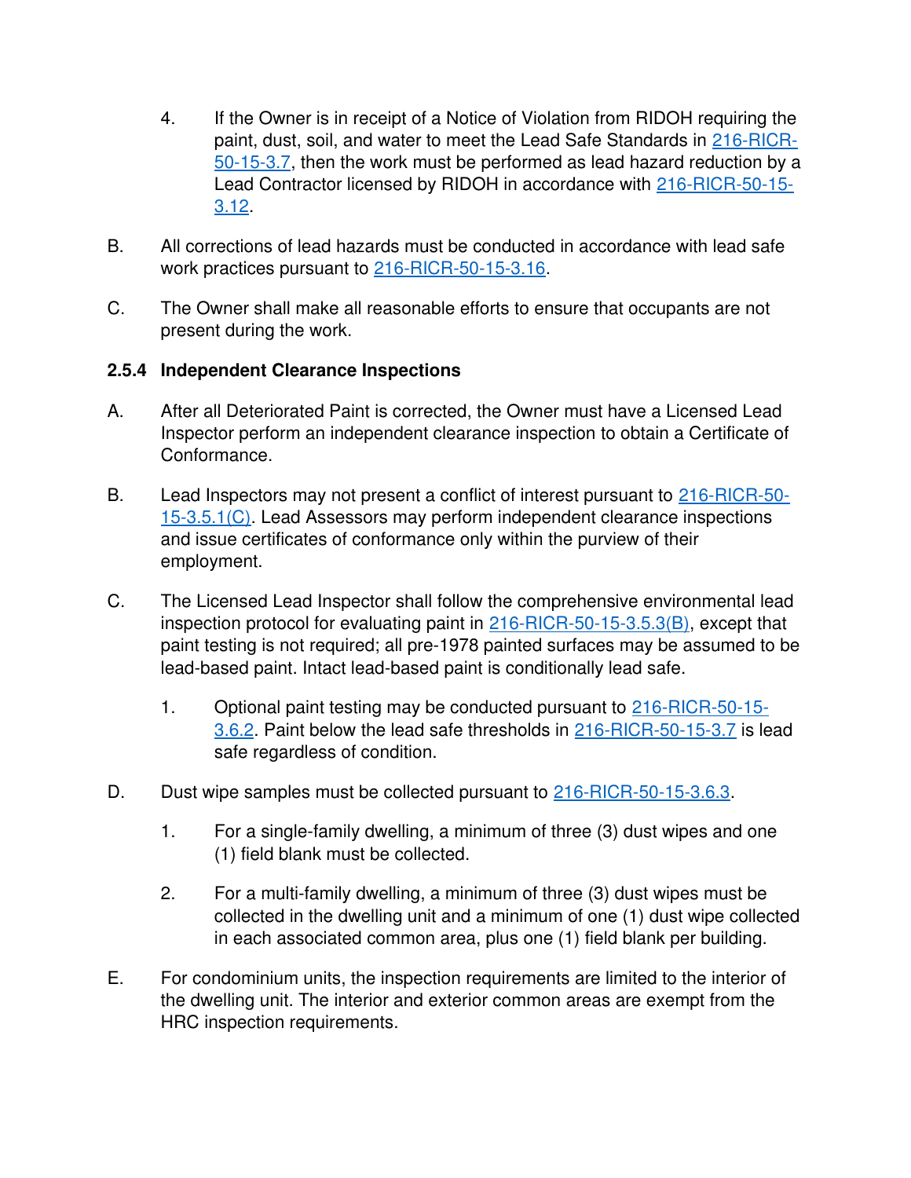4. If the Owner is in receipt of a Notice of Violation from RIDOH requiring the paint, dust, soil, and water to meet the Lead Safe Standards in 216-RICR-50-15-3.7, then the work must be performed as lead hazard reduction by a Lead Contractor licensed by RIDOH in accordance with 216-RICR-50-15-3.12.

B. All corrections of lead hazards must be conducted in accordance with lead safe work practices pursuant to 216-RICR-50-15-3.16.

C. The Owner shall make all reasonable efforts to ensure that occupants are not present during the work.

### 2.5.4 Independent Clearance Inspections

A. After all Deteriorated Paint is corrected, the Owner must have a Licensed Lead Inspector perform an independent clearance inspection to obtain a Certificate of Conformance.

B. Lead Inspectors may not present a conflict of interest pursuant to 216-RICR-50-15-3.5.1(C). Lead Assessors may perform independent clearance inspections and issue certificates of conformance only within the purview of their employment.

C. The Licensed Lead Inspector shall follow the comprehensive environmental lead inspection protocol for evaluating paint in 216-RICR-50-15-3.5.3(B), except that paint testing is not required; all pre-1978 painted surfaces may be assumed to be lead-based paint. Intact lead-based paint is conditionally lead safe.

   1. Optional paint testing may be conducted pursuant to 216-RICR-50-15-3.6.2. Paint below the lead safe thresholds in 216-RICR-50-15-3.7 is lead safe regardless of condition.

D. Dust wipe samples must be collected pursuant to 216-RICR-50-15-3.6.3.

   1. For a single-family dwelling, a minimum of three (3) dust wipes and one (1) field blank must be collected.

   2. For a multi-family dwelling, a minimum of three (3) dust wipes must be collected in the dwelling unit and a minimum of one (1) dust wipe collected in each associated common area, plus one (1) field blank per building.

E. For condominium units, the inspection requirements are limited to the interior of the dwelling unit. The interior and exterior common areas are exempt from the HRC inspection requirements.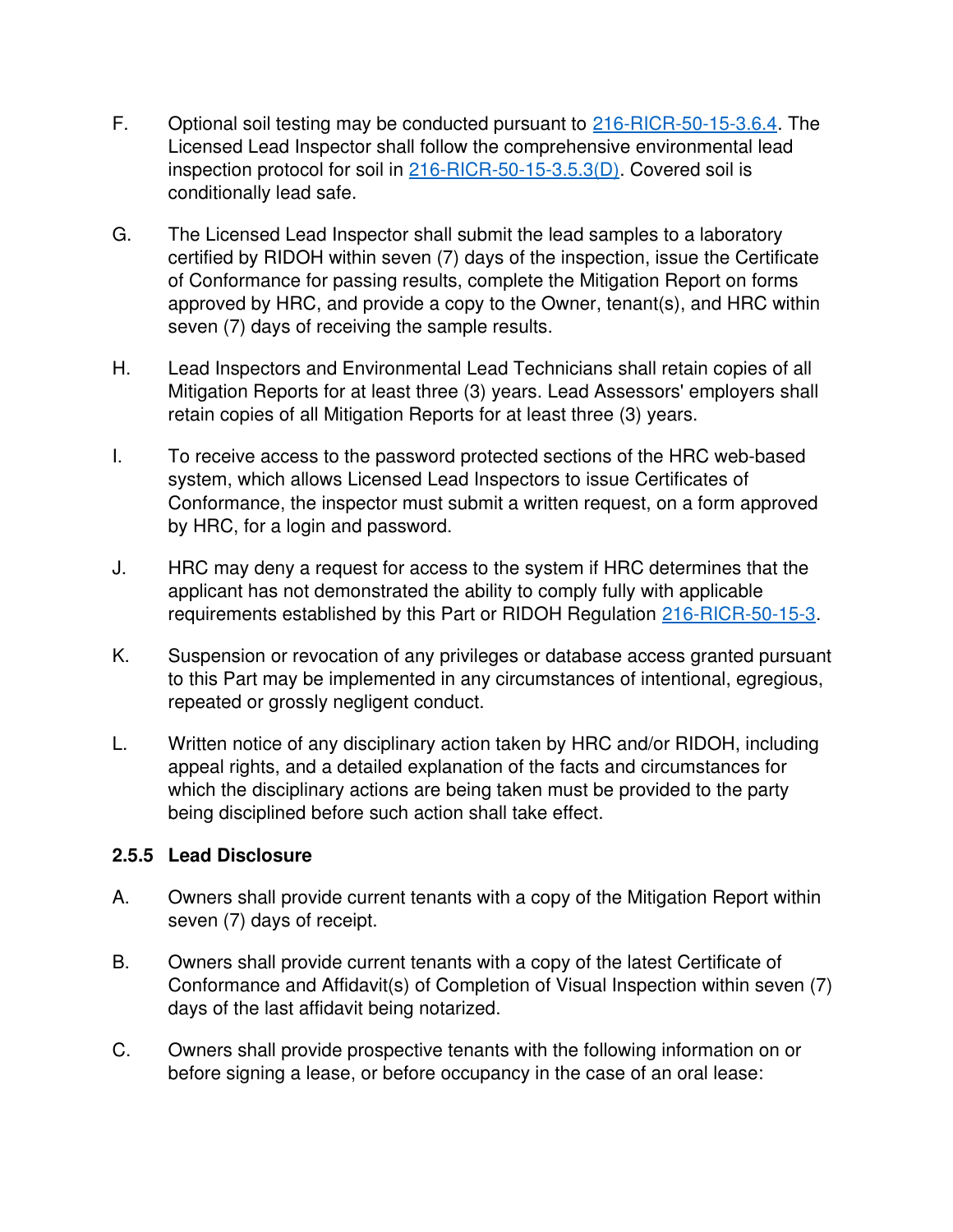F. Optional soil testing may be conducted pursuant to 216-RICR-50-15-3.6.4. The Licensed Lead Inspector shall follow the comprehensive environmental lead inspection protocol for soil in 216-RICR-50-15-3.5.3(D). Covered soil is conditionally lead safe.

G. The Licensed Lead Inspector shall submit the lead samples to a laboratory certified by RIDOH within seven (7) days of the inspection, issue the Certificate of Conformance for passing results, complete the Mitigation Report on forms approved by HRC, and provide a copy to the Owner, tenant(s), and HRC within seven (7) days of receiving the sample results.

H. Lead Inspectors and Environmental Lead Technicians shall retain copies of all Mitigation Reports for at least three (3) years. Lead Assessors' employers shall retain copies of all Mitigation Reports for at least three (3) years.

I. To receive access to the password protected sections of the HRC web-based system, which allows Licensed Lead Inspectors to issue Certificates of Conformance, the inspector must submit a written request, on a form approved by HRC, for a login and password.

J. HRC may deny a request for access to the system if HRC determines that the applicant has not demonstrated the ability to comply fully with applicable requirements established by this Part or RIDOH Regulation 216-RICR-50-15-3.

K. Suspension or revocation of any privileges or database access granted pursuant to this Part may be implemented in any circumstances of intentional, egregious, repeated or grossly negligent conduct.

L. Written notice of any disciplinary action taken by HRC and/or RIDOH, including appeal rights, and a detailed explanation of the facts and circumstances for which the disciplinary actions are being taken must be provided to the party being disciplined before such action shall take effect.

### 2.5.5 Lead Disclosure

A. Owners shall provide current tenants with a copy of the Mitigation Report within seven (7) days of receipt.

B. Owners shall provide current tenants with a copy of the latest Certificate of Conformance and Affidavit(s) of Completion of Visual Inspection within seven (7) days of the last affidavit being notarized.

C. Owners shall provide prospective tenants with the following information on or before signing a lease, or before occupancy in the case of an oral lease: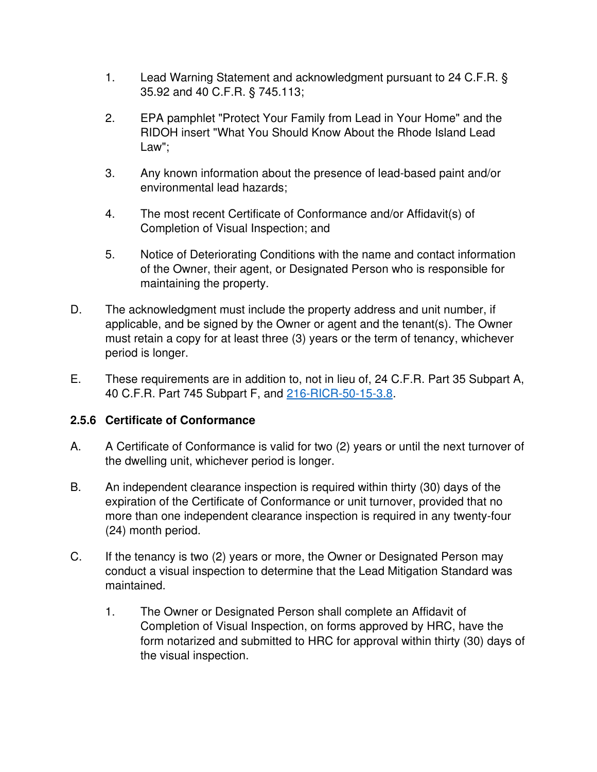1. Lead Warning Statement and acknowledgment pursuant to 24 C.F.R. § 35.92 and 40 C.F.R. § 745.113;

2. EPA pamphlet "Protect Your Family from Lead in Your Home" and the RIDOH insert "What You Should Know About the Rhode Island Lead Law";

3. Any known information about the presence of lead-based paint and/or environmental lead hazards;

4. The most recent Certificate of Conformance and/or Affidavit(s) of Completion of Visual Inspection; and

5. Notice of Deteriorating Conditions with the name and contact information of the Owner, their agent, or Designated Person who is responsible for maintaining the property.

D. The acknowledgment must include the property address and unit number, if applicable, and be signed by the Owner or agent and the tenant(s). The Owner must retain a copy for at least three (3) years or the term of tenancy, whichever period is longer.

E. These requirements are in addition to, not in lieu of, 24 C.F.R. Part 35 Subpart A, 40 C.F.R. Part 745 Subpart F, and 216-RICR-50-15-3.8.

### 2.5.6 Certificate of Conformance

A. A Certificate of Conformance is valid for two (2) years or until the next turnover of the dwelling unit, whichever period is longer.

B. An independent clearance inspection is required within thirty (30) days of the expiration of the Certificate of Conformance or unit turnover, provided that no more than one independent clearance inspection is required in any twenty-four (24) month period.

C. If the tenancy is two (2) years or more, the Owner or Designated Person may conduct a visual inspection to determine that the Lead Mitigation Standard was maintained.

   1. The Owner or Designated Person shall complete an Affidavit of Completion of Visual Inspection, on forms approved by HRC, have the form notarized and submitted to HRC for approval within thirty (30) days of the visual inspection.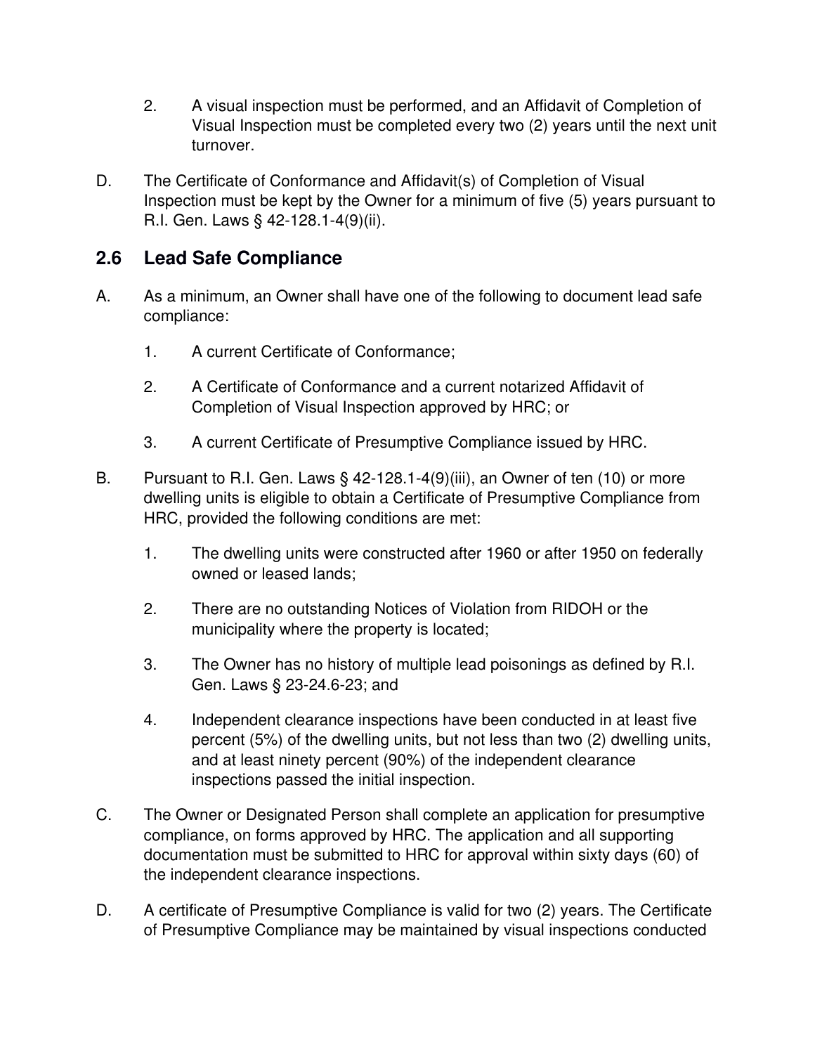2. A visual inspection must be performed, and an Affidavit of Completion of Visual Inspection must be completed every two (2) years until the next unit turnover.

D. The Certificate of Conformance and Affidavit(s) of Completion of Visual Inspection must be kept by the Owner for a minimum of five (5) years pursuant to R.I. Gen. Laws § 42-128.1-4(9)(ii).

## 2.6 Lead Safe Compliance

A. As a minimum, an Owner shall have one of the following to document lead safe compliance:

1. A current Certificate of Conformance;

2. A Certificate of Conformance and a current notarized Affidavit of Completion of Visual Inspection approved by HRC; or

3. A current Certificate of Presumptive Compliance issued by HRC.

B. Pursuant to R.I. Gen. Laws § 42-128.1-4(9)(iii), an Owner of ten (10) or more dwelling units is eligible to obtain a Certificate of Presumptive Compliance from HRC, provided the following conditions are met:

1. The dwelling units were constructed after 1960 or after 1950 on federally owned or leased lands;

2. There are no outstanding Notices of Violation from RIDOH or the municipality where the property is located;

3. The Owner has no history of multiple lead poisonings as defined by R.I. Gen. Laws § 23-24.6-23; and

4. Independent clearance inspections have been conducted in at least five percent (5%) of the dwelling units, but not less than two (2) dwelling units, and at least ninety percent (90%) of the independent clearance inspections passed the initial inspection.

C. The Owner or Designated Person shall complete an application for presumptive compliance, on forms approved by HRC. The application and all supporting documentation must be submitted to HRC for approval within sixty days (60) of the independent clearance inspections.

D. A certificate of Presumptive Compliance is valid for two (2) years. The Certificate of Presumptive Compliance may be maintained by visual inspections conducted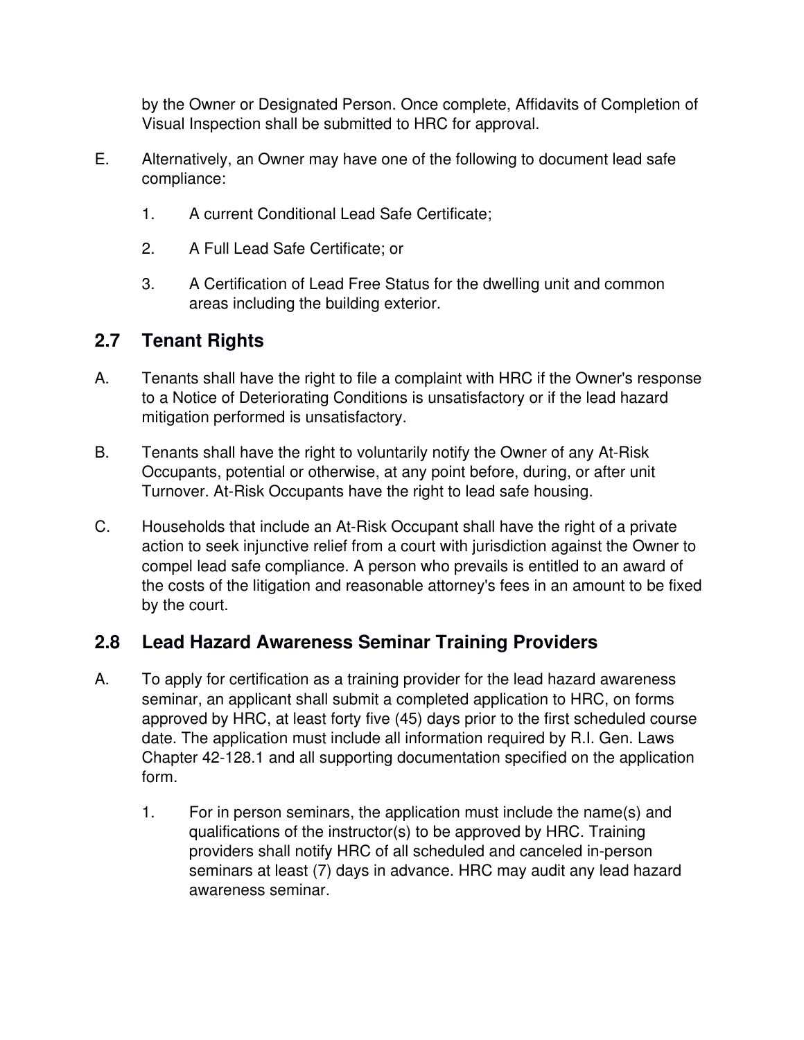by the Owner or Designated Person. Once complete, Affidavits of Completion of Visual Inspection shall be submitted to HRC for approval.

E. Alternatively, an Owner may have one of the following to document lead safe compliance:

1. A current Conditional Lead Safe Certificate;
2. A Full Lead Safe Certificate; or
3. A Certification of Lead Free Status for the dwelling unit and common areas including the building exterior.

## 2.7 Tenant Rights

A. Tenants shall have the right to file a complaint with HRC if the Owner's response to a Notice of Deteriorating Conditions is unsatisfactory or if the lead hazard mitigation performed is unsatisfactory.

B. Tenants shall have the right to voluntarily notify the Owner of any At-Risk Occupants, potential or otherwise, at any point before, during, or after unit Turnover. At-Risk Occupants have the right to lead safe housing.

C. Households that include an At-Risk Occupant shall have the right of a private action to seek injunctive relief from a court with jurisdiction against the Owner to compel lead safe compliance. A person who prevails is entitled to an award of the costs of the litigation and reasonable attorney's fees in an amount to be fixed by the court.

## 2.8 Lead Hazard Awareness Seminar Training Providers

A. To apply for certification as a training provider for the lead hazard awareness seminar, an applicant shall submit a completed application to HRC, on forms approved by HRC, at least forty five (45) days prior to the first scheduled course date. The application must include all information required by R.I. Gen. Laws Chapter 42-128.1 and all supporting documentation specified on the application form.

1. For in person seminars, the application must include the name(s) and qualifications of the instructor(s) to be approved by HRC. Training providers shall notify HRC of all scheduled and canceled in-person seminars at least (7) days in advance. HRC may audit any lead hazard awareness seminar.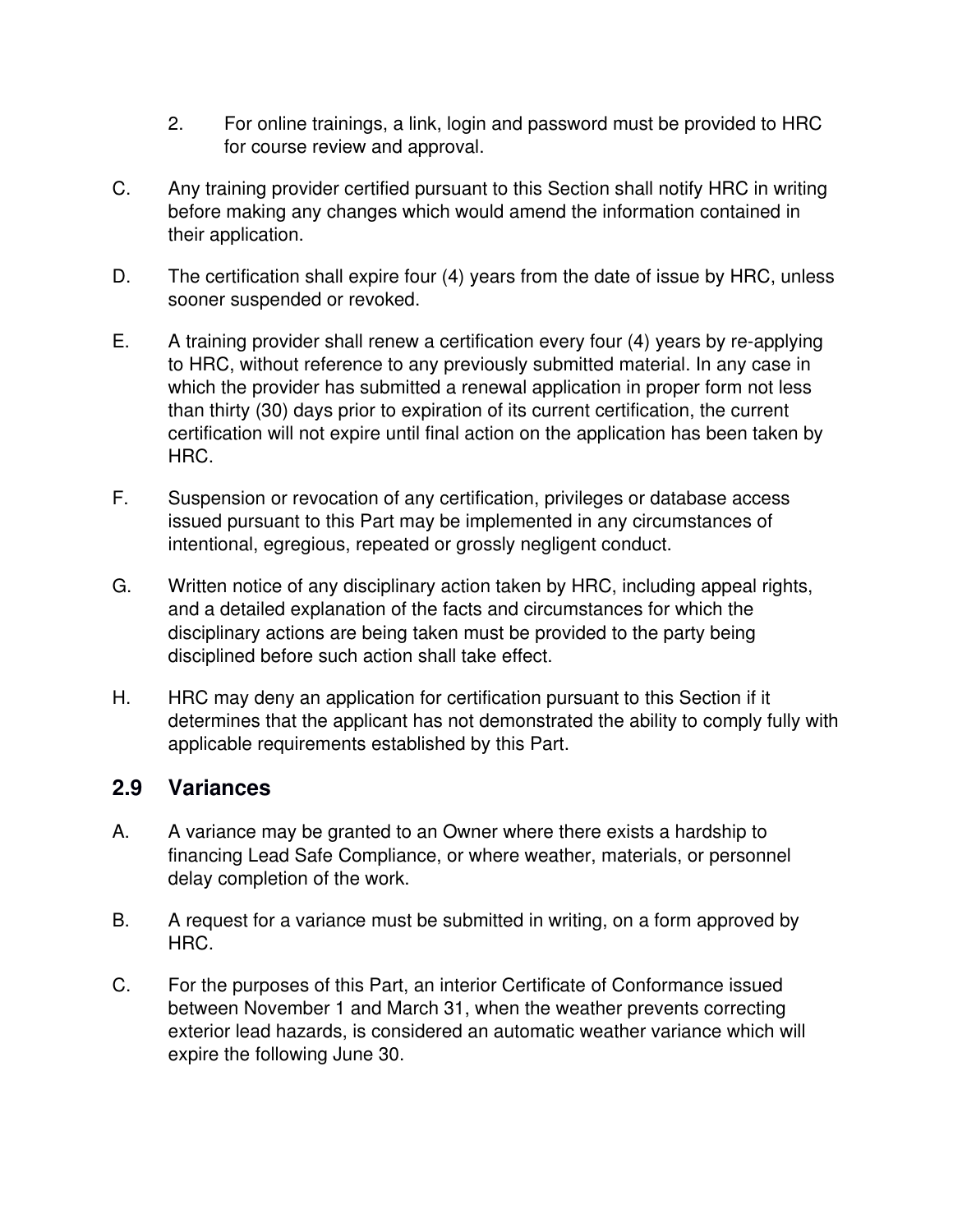2. For online trainings, a link, login and password must be provided to HRC for course review and approval.

C. Any training provider certified pursuant to this Section shall notify HRC in writing before making any changes which would amend the information contained in their application.

D. The certification shall expire four (4) years from the date of issue by HRC, unless sooner suspended or revoked.

E. A training provider shall renew a certification every four (4) years by re-applying to HRC, without reference to any previously submitted material. In any case in which the provider has submitted a renewal application in proper form not less than thirty (30) days prior to expiration of its current certification, the current certification will not expire until final action on the application has been taken by HRC.

F. Suspension or revocation of any certification, privileges or database access issued pursuant to this Part may be implemented in any circumstances of intentional, egregious, repeated or grossly negligent conduct.

G. Written notice of any disciplinary action taken by HRC, including appeal rights, and a detailed explanation of the facts and circumstances for which the disciplinary actions are being taken must be provided to the party being disciplined before such action shall take effect.

H. HRC may deny an application for certification pursuant to this Section if it determines that the applicant has not demonstrated the ability to comply fully with applicable requirements established by this Part.

## 2.9 Variances

A. A variance may be granted to an Owner where there exists a hardship to financing Lead Safe Compliance, or where weather, materials, or personnel delay completion of the work.

B. A request for a variance must be submitted in writing, on a form approved by HRC.

C. For the purposes of this Part, an interior Certificate of Conformance issued between November 1 and March 31, when the weather prevents correcting exterior lead hazards, is considered an automatic weather variance which will expire the following June 30.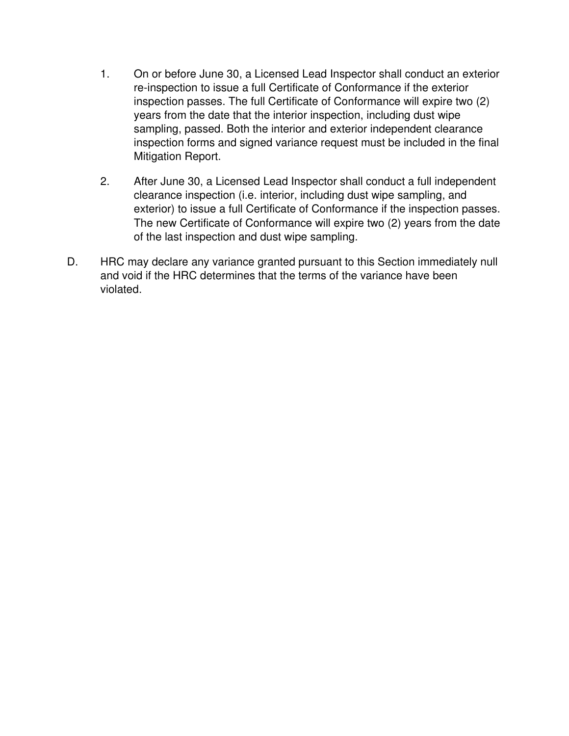1. On or before June 30, a Licensed Lead Inspector shall conduct an exterior re-inspection to issue a full Certificate of Conformance if the exterior inspection passes. The full Certificate of Conformance will expire two (2) years from the date that the interior inspection, including dust wipe sampling, passed. Both the interior and exterior independent clearance inspection forms and signed variance request must be included in the final Mitigation Report.

2. After June 30, a Licensed Lead Inspector shall conduct a full independent clearance inspection (i.e. interior, including dust wipe sampling, and exterior) to issue a full Certificate of Conformance if the inspection passes. The new Certificate of Conformance will expire two (2) years from the date of the last inspection and dust wipe sampling.

D. HRC may declare any variance granted pursuant to this Section immediately null and void if the HRC determines that the terms of the variance have been violated.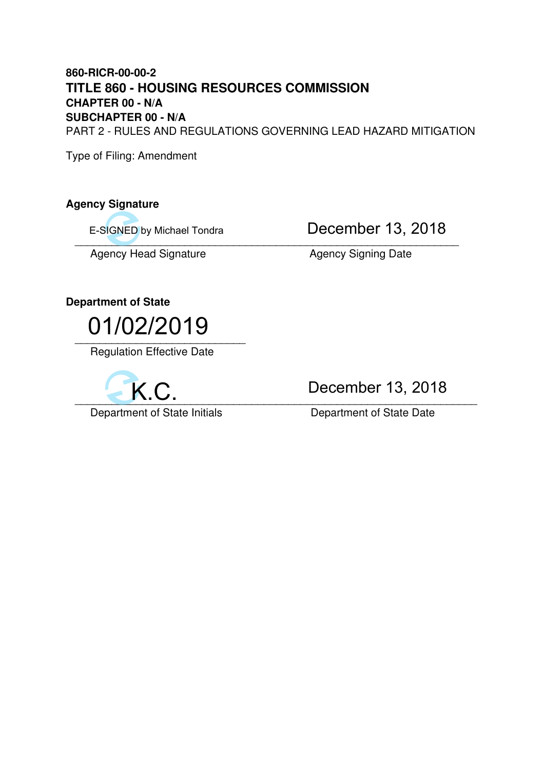**860-RICR-00-00-2**

**TITLE 860 - HOUSING RESOURCES COMMISSION**

**CHAPTER 00 - N/A**

**SUBCHAPTER 00 - N/A**

PART 2 - RULES AND REGULATIONS GOVERNING LEAD HAZARD MITIGATION

Type of Filing: Amendment

**Agency Signature**

E-SIGNED by Michael Tondra — December 13, 2018

Agency Head Signature — Agency Signing Date

**Department of State**

01/02/2019

Regulation Effective Date

K.C. — December 13, 2018

Department of State Initials — Department of State Date